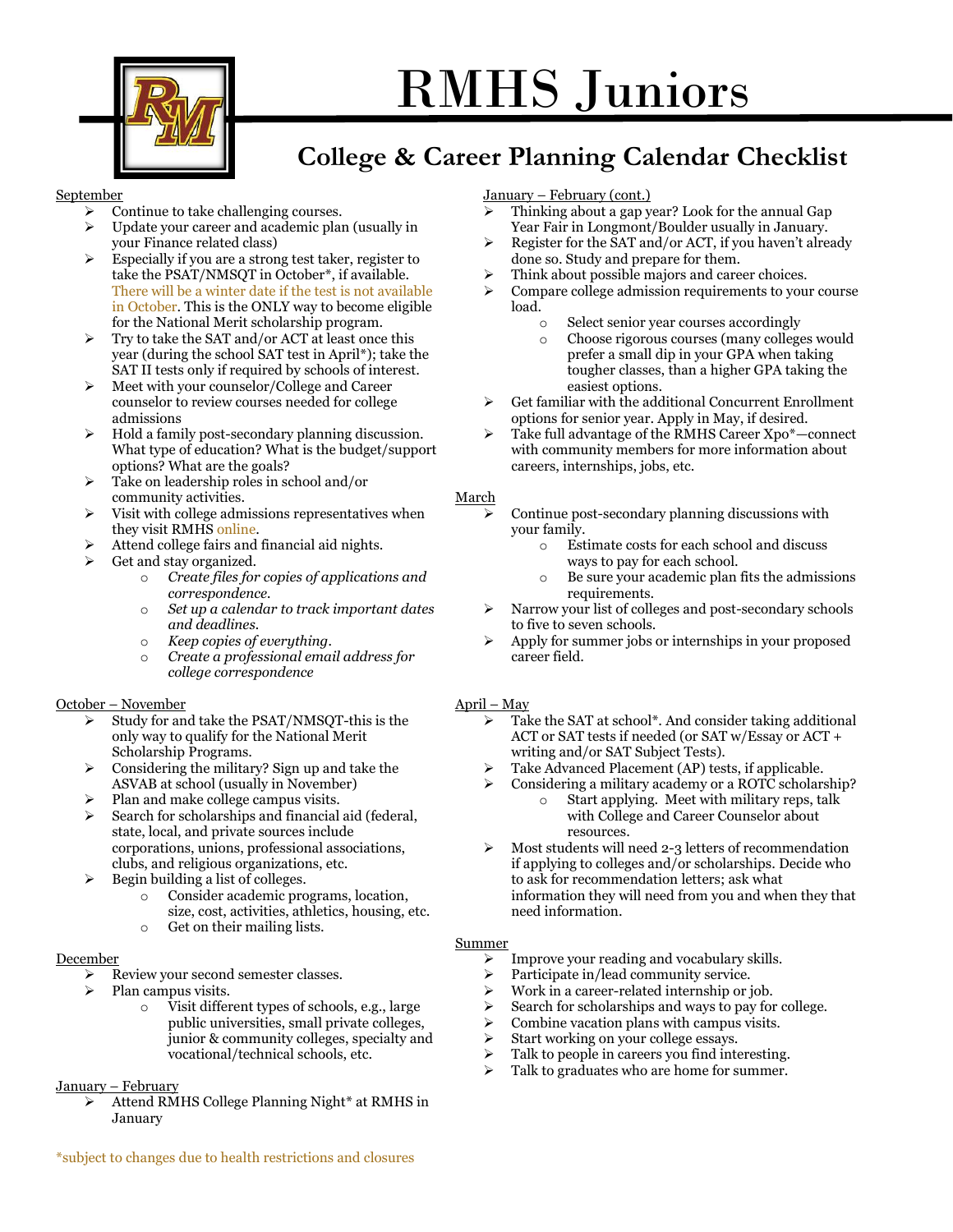# RMHS Juniors

## College & Career Planning Calendar Checklist

### September

- Continue to take challenging courses.
- Update your career and academic plan (usually in your Finance related class)
- Especially if you are a strong test taker, register to take the PSAT/NMSQT in October*, if available. There will be a winter date if the test is not available in October. This is the ONLY way to become eligible for the National Merit scholarship program.
- Try to take the SAT and/or ACT at least once this year (during the school SAT test in April*); take the SAT II tests only if required by schools of interest.
- Meet with your counselor/College and Career counselor to review courses needed for college admissions
- Hold a family post-secondary planning discussion. What type of education? What is the budget/support options? What are the goals?
- Take on leadership roles in school and/or community activities.
- Visit with college admissions representatives when they visit RMHS online.
- Attend college fairs and financial aid nights.
- Get and stay organized.
  - *Create files for copies of applications and correspondence.*
  - *Set up a calendar to track important dates and deadlines.*
  - *Keep copies of everything.*
  - *Create a professional email address for college correspondence*

### October – November

- Study for and take the PSAT/NMSQT-this is the only way to qualify for the National Merit Scholarship Programs.
- Considering the military? Sign up and take the ASVAB at school (usually in November)
- Plan and make college campus visits.
- Search for scholarships and financial aid (federal, state, local, and private sources include corporations, unions, professional associations, clubs, and religious organizations, etc.
- Begin building a list of colleges.
  - Consider academic programs, location, size, cost, activities, athletics, housing, etc.
  - Get on their mailing lists.

### December

- Review your second semester classes.
- Plan campus visits.
  - Visit different types of schools, e.g., large public universities, small private colleges, junior & community colleges, specialty and vocational/technical schools, etc.

### January – February

- Attend RMHS College Planning Night* at RMHS in January

### January – February (cont.)

- Thinking about a gap year? Look for the annual Gap Year Fair in Longmont/Boulder usually in January.
- Register for the SAT and/or ACT, if you haven't already done so. Study and prepare for them.
- Think about possible majors and career choices.
- Compare college admission requirements to your course load.
  - Select senior year courses accordingly
  - Choose rigorous courses (many colleges would prefer a small dip in your GPA when taking tougher classes, than a higher GPA taking the easiest options.
- Get familiar with the additional Concurrent Enrollment options for senior year. Apply in May, if desired.
- Take full advantage of the RMHS Career Xpo*—connect with community members for more information about careers, internships, jobs, etc.

### March

- Continue post-secondary planning discussions with your family.
  - Estimate costs for each school and discuss ways to pay for each school.
  - Be sure your academic plan fits the admissions requirements.
- Narrow your list of colleges and post-secondary schools to five to seven schools.
- Apply for summer jobs or internships in your proposed career field.

### April – May

- Take the SAT at school*. And consider taking additional ACT or SAT tests if needed (or SAT w/Essay or ACT + writing and/or SAT Subject Tests).
- Take Advanced Placement (AP) tests, if applicable.
- Considering a military academy or a ROTC scholarship?
  - Start applying. Meet with military reps, talk with College and Career Counselor about resources.
- Most students will need 2-3 letters of recommendation if applying to colleges and/or scholarships. Decide who to ask for recommendation letters; ask what information they will need from you and when they that need information.

### Summer

- Improve your reading and vocabulary skills.
- Participate in/lead community service.
- Work in a career-related internship or job.
- Search for scholarships and ways to pay for college.
- Combine vacation plans with campus visits.
- Start working on your college essays.
- Talk to people in careers you find interesting.
- Talk to graduates who are home for summer.

*subject to changes due to health restrictions and closures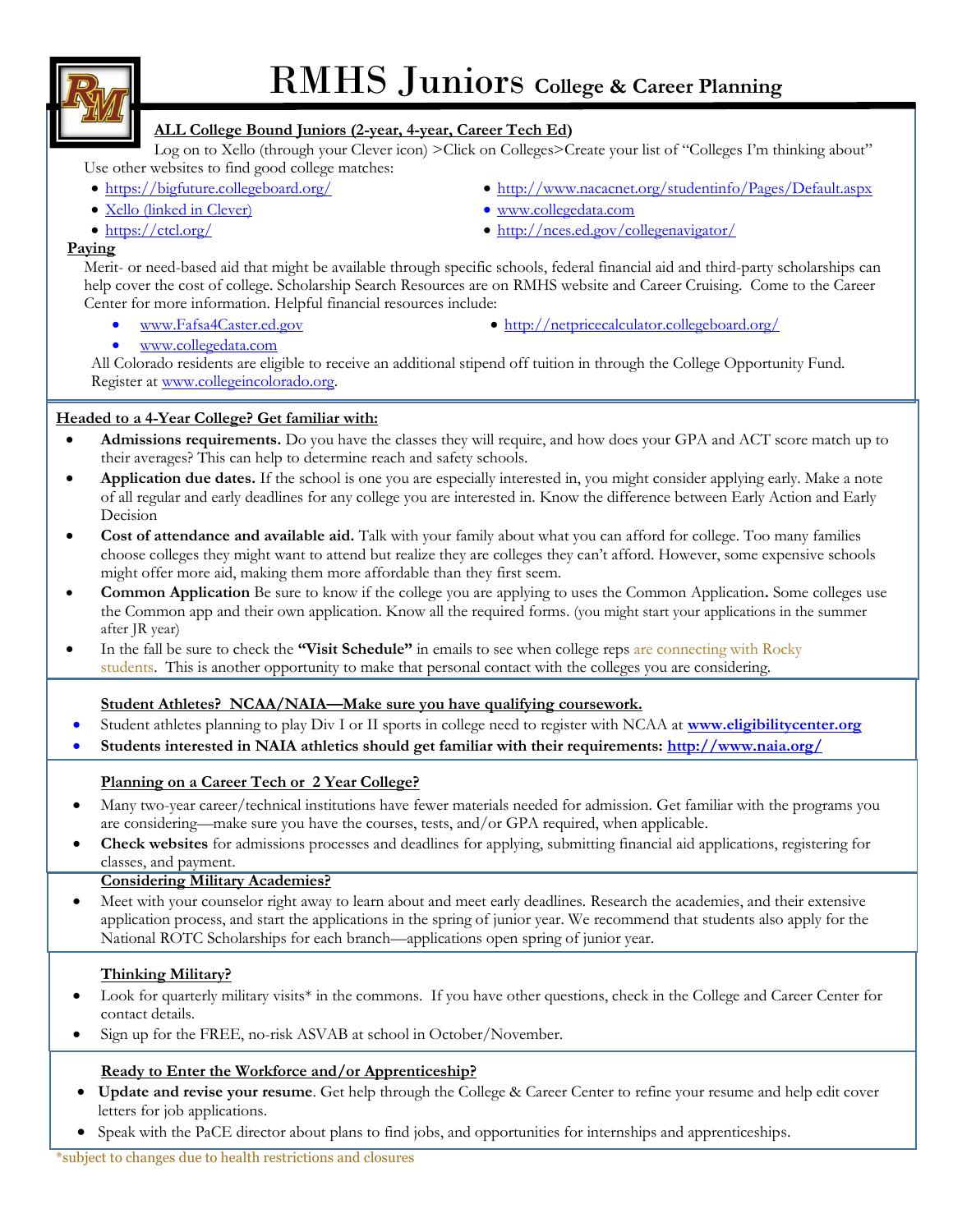# RMHS Juniors College & Career Planning

**ALL College Bound Juniors (2-year, 4-year, Career Tech Ed)**

Log on to Xello (through your Clever icon) >Click on Colleges>Create your list of "Colleges I'm thinking about"

Use other websites to find good college matches:

- https://bigfuture.collegeboard.org/
- Xello (linked in Clever)
- https://ctcl.org/
- http://www.nacacnet.org/studentinfo/Pages/Default.aspx
- www.collegedata.com
- http://nces.ed.gov/collegenavigator/

**Paying**

Merit- or need-based aid that might be available through specific schools, federal financial aid and third-party scholarships can help cover the cost of college. Scholarship Search Resources are on RMHS website and Career Cruising. Come to the Career Center for more information. Helpful financial resources include:

- www.Fafsa4Caster.ed.gov
- www.collegedata.com
- http://netpricecalculator.collegeboard.org/

All Colorado residents are eligible to receive an additional stipend off tuition in through the College Opportunity Fund. Register at www.collegeincolorado.org.

**Headed to a 4-Year College? Get familiar with:**

- **Admissions requirements.** Do you have the classes they will require, and how does your GPA and ACT score match up to their averages? This can help to determine reach and safety schools.
- **Application due dates.** If the school is one you are especially interested in, you might consider applying early. Make a note of all regular and early deadlines for any college you are interested in. Know the difference between Early Action and Early Decision
- **Cost of attendance and available aid.** Talk with your family about what you can afford for college. Too many families choose colleges they might want to attend but realize they are colleges they can't afford. However, some expensive schools might offer more aid, making them more affordable than they first seem.
- **Common Application** Be sure to know if the college you are applying to uses the Common Application**.** Some colleges use the Common app and their own application. Know all the required forms. (you might start your applications in the summer after JR year)
- In the fall be sure to check the **"Visit Schedule"** in emails to see when college reps are connecting with Rocky students. This is another opportunity to make that personal contact with the colleges you are considering.

**Student Athletes? NCAA/NAIA—Make sure you have qualifying coursework.**

- Student athletes planning to play Div I or II sports in college need to register with NCAA at **www.eligibilitycenter.org**
- **Students interested in NAIA athletics should get familiar with their requirements: http://www.naia.org/**

**Planning on a Career Tech or 2 Year College?**

- Many two-year career/technical institutions have fewer materials needed for admission. Get familiar with the programs you are considering—make sure you have the courses, tests, and/or GPA required, when applicable.
- **Check websites** for admissions processes and deadlines for applying, submitting financial aid applications, registering for classes, and payment.

**Considering Military Academies?**

- Meet with your counselor right away to learn about and meet early deadlines. Research the academies, and their extensive application process, and start the applications in the spring of junior year. We recommend that students also apply for the National ROTC Scholarships for each branch—applications open spring of junior year.

**Thinking Military?**

- Look for quarterly military visits* in the commons. If you have other questions, check in the College and Career Center for contact details.
- Sign up for the FREE, no-risk ASVAB at school in October/November.

**Ready to Enter the Workforce and/or Apprenticeship?**

- **Update and revise your resume**. Get help through the College & Career Center to refine your resume and help edit cover letters for job applications.
- Speak with the PaCE director about plans to find jobs, and opportunities for internships and apprenticeships.

*subject to changes due to health restrictions and closures